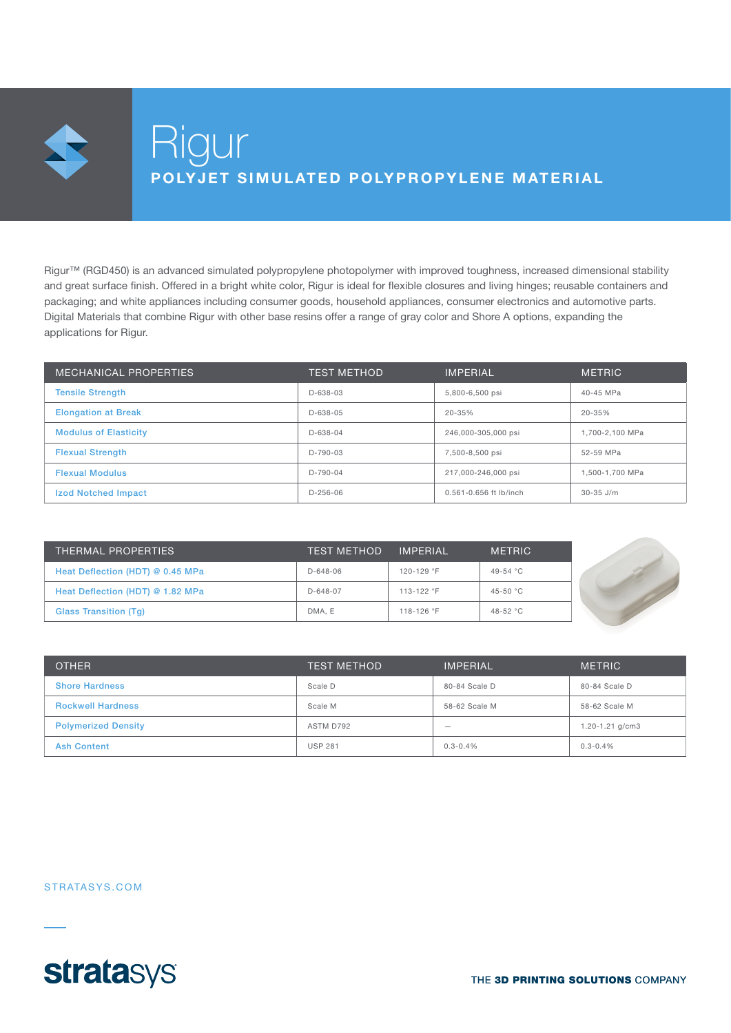# Rigur

## POLYJET SIMULATED POLYPROPYLENE MATERIAL

Rigur™ (RGD450) is an advanced simulated polypropylene photopolymer with improved toughness, increased dimensional stability and great surface finish. Offered in a bright white color, Rigur is ideal for flexible closures and living hinges; reusable containers and packaging; and white appliances including consumer goods, household appliances, consumer electronics and automotive parts. Digital Materials that combine Rigur with other base resins offer a range of gray color and Shore A options, expanding the applications for Rigur.

| MECHANICAL PROPERTIES | TEST METHOD | IMPERIAL | METRIC |
|---|---|---|---|
| Tensile Strength | D-638-03 | 5,800-6,500 psi | 40-45 MPa |
| Elongation at Break | D-638-05 | 20-35% | 20-35% |
| Modulus of Elasticity | D-638-04 | 246,000-305,000 psi | 1,700-2,100 MPa |
| Flexual Strength | D-790-03 | 7,500-8,500 psi | 52-59 MPa |
| Flexual Modulus | D-790-04 | 217,000-246,000 psi | 1,500-1,700 MPa |
| Izod Notched Impact | D-256-06 | 0.561-0.656 ft lb/inch | 30-35 J/m |

| THERMAL PROPERTIES | TEST METHOD | IMPERIAL | METRIC |
|---|---|---|---|
| Heat Deflection (HDT) @ 0.45 MPa | D-648-06 | 120-129 °F | 49-54 °C |
| Heat Deflection (HDT) @ 1.82 MPa | D-648-07 | 113-122 °F | 45-50 °C |
| Glass Transition (Tg) | DMA, E | 118-126 °F | 48-52 °C |

| OTHER | TEST METHOD | IMPERIAL | METRIC |
|---|---|---|---|
| Shore Hardness | Scale D | 80-84 Scale D | 80-84 Scale D |
| Rockwell Hardness | Scale M | 58-62 Scale M | 58-62 Scale M |
| Polymerized Density | ASTM D792 | — | 1.20-1.21 g/cm3 |
| Ash Content | USP 281 | 0.3-0.4% | 0.3-0.4% |

STRATASYS.COM

stratasys

THE **3D PRINTING SOLUTIONS** COMPANY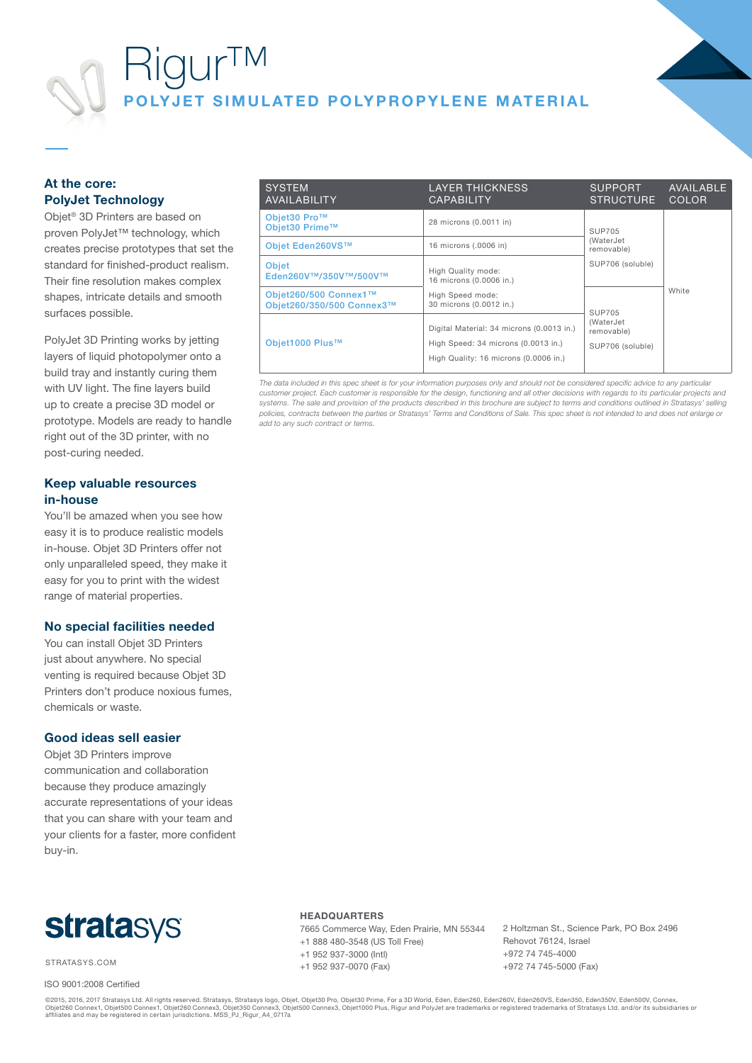# Rigur™

## POLYJET SIMULATED POLYPROPYLENE MATERIAL

### At the core: PolyJet Technology

Objet® 3D Printers are based on proven PolyJet™ technology, which creates precise prototypes that set the standard for finished-product realism. Their fine resolution makes complex shapes, intricate details and smooth surfaces possible.

PolyJet 3D Printing works by jetting layers of liquid photopolymer onto a build tray and instantly curing them with UV light. The fine layers build up to create a precise 3D model or prototype. Models are ready to handle right out of the 3D printer, with no post-curing needed.

### Keep valuable resources in-house

You'll be amazed when you see how easy it is to produce realistic models in-house. Objet 3D Printers offer not only unparalleled speed, they make it easy for you to print with the widest range of material properties.

### No special facilities needed

You can install Objet 3D Printers just about anywhere. No special venting is required because Objet 3D Printers don't produce noxious fumes, chemicals or waste.

### Good ideas sell easier

Objet 3D Printers improve communication and collaboration because they produce amazingly accurate representations of your ideas that you can share with your team and your clients for a faster, more confident buy-in.

| SYSTEM AVAILABILITY | LAYER THICKNESS CAPABILITY | SUPPORT STRUCTURE | AVAILABLE COLOR |
|---|---|---|---|
| Objet30 Pro™ Objet30 Prime™ | 28 microns (0.0011 in) | SUP705 (WaterJet removable) SUP706 (soluble) | White |
| Objet Eden260VS™ | 16 microns (.0006 in) | | |
| Objet Eden260V™/350V™/500V™ | High Quality mode: 16 microns (0.0006 in.) | | |
| Objet260/500 Connex1™ Objet260/350/500 Connex3™ | High Speed mode: 30 microns (0.0012 in.) | SUP705 (WaterJet removable) SUP706 (soluble) | |
| Objet1000 Plus™ | Digital Material: 34 microns (0.0013 in.) High Speed: 34 microns (0.0013 in.) High Quality: 16 microns (0.0006 in.) | | |

*The data included in this spec sheet is for your information purposes only and should not be considered specific advice to any particular customer project. Each customer is responsible for the design, functioning and all other decisions with regards to its particular projects and systems. The sale and provision of the products described in this brochure are subject to terms and conditions outlined in Stratasys' selling policies, contracts between the parties or Stratasys' Terms and Conditions of Sale. This spec sheet is not intended to and does not enlarge or add to any such contract or terms.*

**stratasys**

STRATASYS.COM

ISO 9001:2008 Certified

**HEADQUARTERS**

7665 Commerce Way, Eden Prairie, MN 55344
+1 888 480-3548 (US Toll Free)
+1 952 937-3000 (Intl)
+1 952 937-0070 (Fax)

2 Holtzman St., Science Park, PO Box 2496
Rehovot 76124, Israel
+972 74 745-4000
+972 74 745-5000 (Fax)

©2015, 2016, 2017 Stratasys Ltd. All rights reserved. Stratasys, Stratasys logo, Objet, Objet30 Pro, Objet30 Prime, For a 3D World, Eden, Eden260, Eden260V, Eden260VS, Eden350, Eden350V, Eden500V, Connex, Objet260 Connex1, Objet500 Connex1, Objet260 Connex3, Objet350 Connex3, Objet500 Connex3, Objet1000 Plus, Rigur and PolyJet are trademarks or registered trademarks of Stratasys Ltd. and/or its subsidiaries or affiliates and may be registered in certain jurisdictions. MSS_PJ_Rigur_A4_0717a